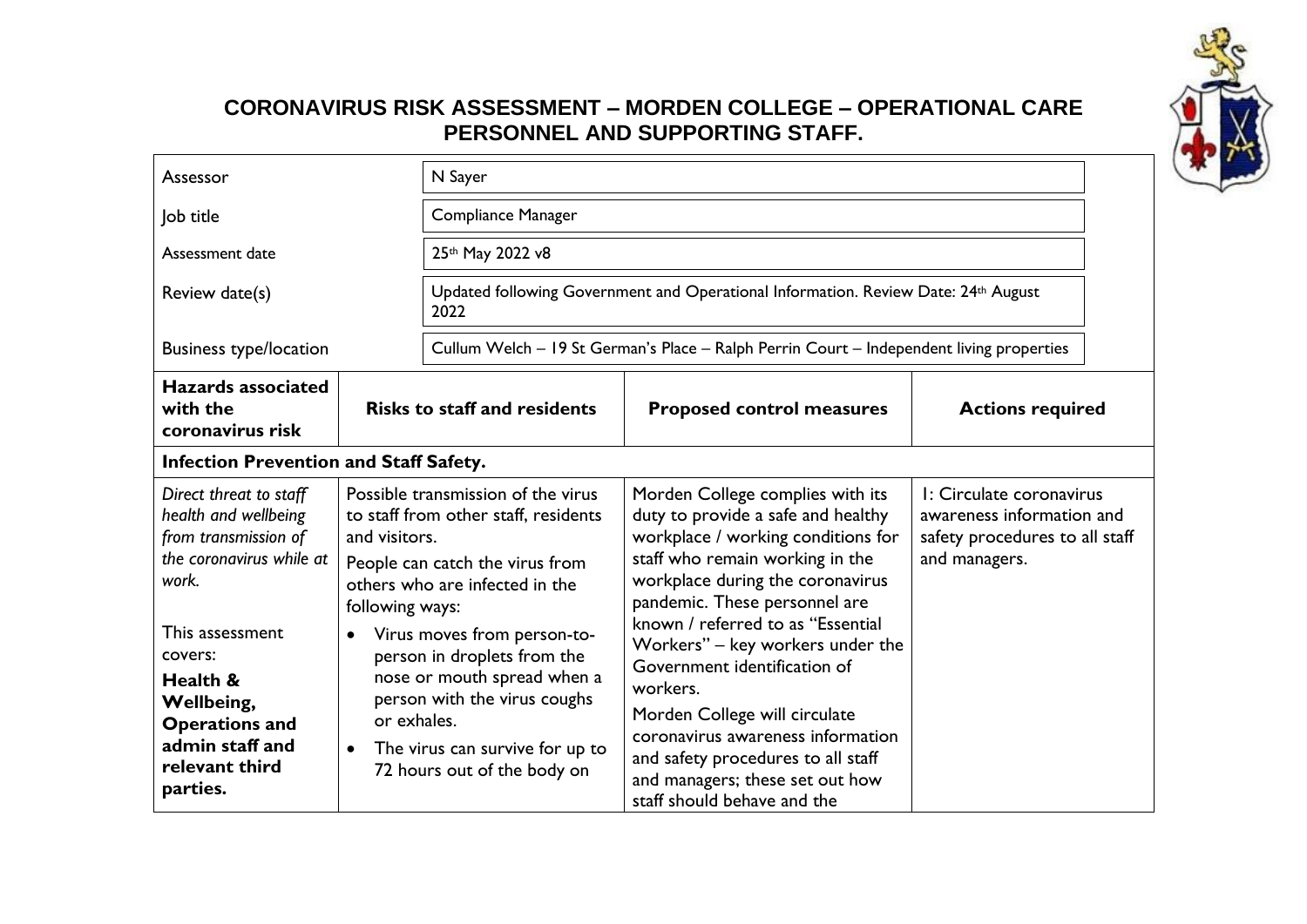# CORONAVIRUS RISK ASSESSMENT – MORDEN COLLEGE – OPERATIONAL CARE PERSONNEL AND SUPPORTING STAFF.

| | |
|---|---|
| Assessor | N Sayer |
| Job title | Compliance Manager |
| Assessment date | 25th May 2022 v8 |
| Review date(s) | Updated following Government and Operational Information. Review Date: 24th August 2022 |
| Business type/location | Cullum Welch – 19 St German's Place – Ralph Perrin Court – Independent living properties |

| Hazards associated with the coronavirus risk | Risks to staff and residents | Proposed control measures | Actions required |
|---|---|---|---|
| **Infection Prevention and Staff Safety.** | | | |
| *Direct threat to staff health and wellbeing from transmission of the coronavirus while at work.*<br><br>This assessment covers:<br>**Health & Wellbeing, Operations and admin staff and relevant third parties.** | Possible transmission of the virus to staff from other staff, residents and visitors.<br>People can catch the virus from others who are infected in the following ways:<br>• Virus moves from person-to-person in droplets from the nose or mouth spread when a person with the virus coughs or exhales.<br>• The virus can survive for up to 72 hours out of the body on | Morden College complies with its duty to provide a safe and healthy workplace / working conditions for staff who remain working in the workplace during the coronavirus pandemic. These personnel are known / referred to as "Essential Workers" – key workers under the Government identification of workers.<br>Morden College will circulate coronavirus awareness information and safety procedures to all staff and managers; these set out how staff should behave and the | 1: Circulate coronavirus awareness information and safety procedures to all staff and managers. |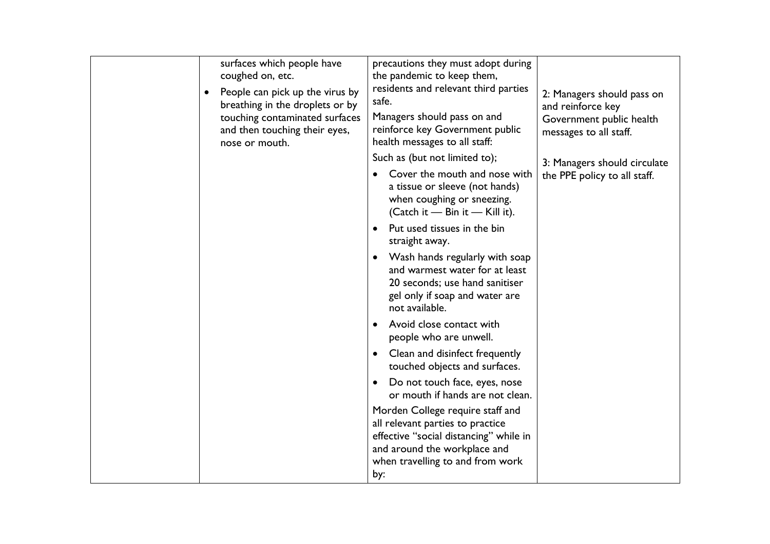| | | | |
|---|---|---|---|
| | surfaces which people have coughed on, etc.<br>• People can pick up the virus by breathing in the droplets or by touching contaminated surfaces and then touching their eyes, nose or mouth. | precautions they must adopt during the pandemic to keep them, residents and relevant third parties safe.<br>Managers should pass on and reinforce key Government public health messages to all staff:<br>Such as (but not limited to);<br>• Cover the mouth and nose with a tissue or sleeve (not hands) when coughing or sneezing. (Catch it — Bin it — Kill it).<br>• Put used tissues in the bin straight away.<br>• Wash hands regularly with soap and warmest water for at least 20 seconds; use hand sanitiser gel only if soap and water are not available.<br>• Avoid close contact with people who are unwell.<br>• Clean and disinfect frequently touched objects and surfaces.<br>• Do not touch face, eyes, nose or mouth if hands are not clean.<br>Morden College require staff and all relevant parties to practice effective "social distancing" while in and around the workplace and when travelling to and from work by: | 2: Managers should pass on and reinforce key Government public health messages to all staff.<br><br>3: Managers should circulate the PPE policy to all staff. |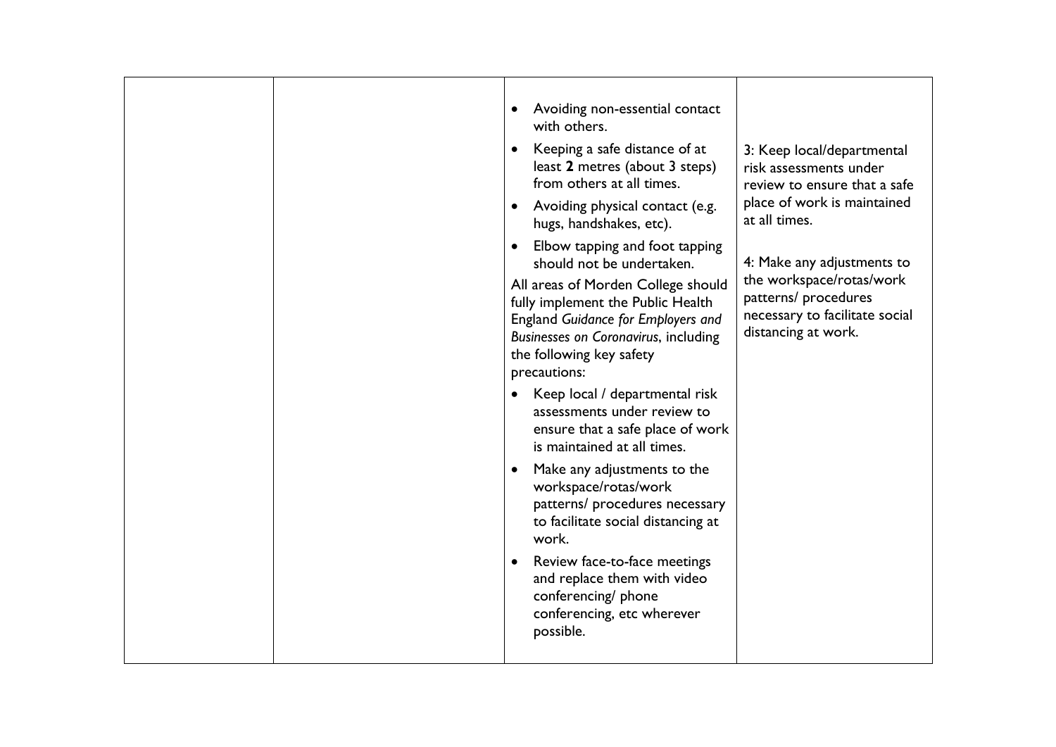| | | | |
|---|---|---|---|
| | | • Avoiding non-essential contact with others.<br>• Keeping a safe distance of at least **2** metres (about 3 steps) from others at all times.<br>• Avoiding physical contact (e.g. hugs, handshakes, etc).<br>• Elbow tapping and foot tapping should not be undertaken.<br>All areas of Morden College should fully implement the Public Health England *Guidance for Employers and Businesses on Coronavirus*, including the following key safety precautions:<br>• Keep local / departmental risk assessments under review to ensure that a safe place of work is maintained at all times.<br>• Make any adjustments to the workspace/rotas/work patterns/ procedures necessary to facilitate social distancing at work.<br>• Review face-to-face meetings and replace them with video conferencing/ phone conferencing, etc wherever possible. | 3: Keep local/departmental risk assessments under review to ensure that a safe place of work is maintained at all times.<br><br>4: Make any adjustments to the workspace/rotas/work patterns/ procedures necessary to facilitate social distancing at work. |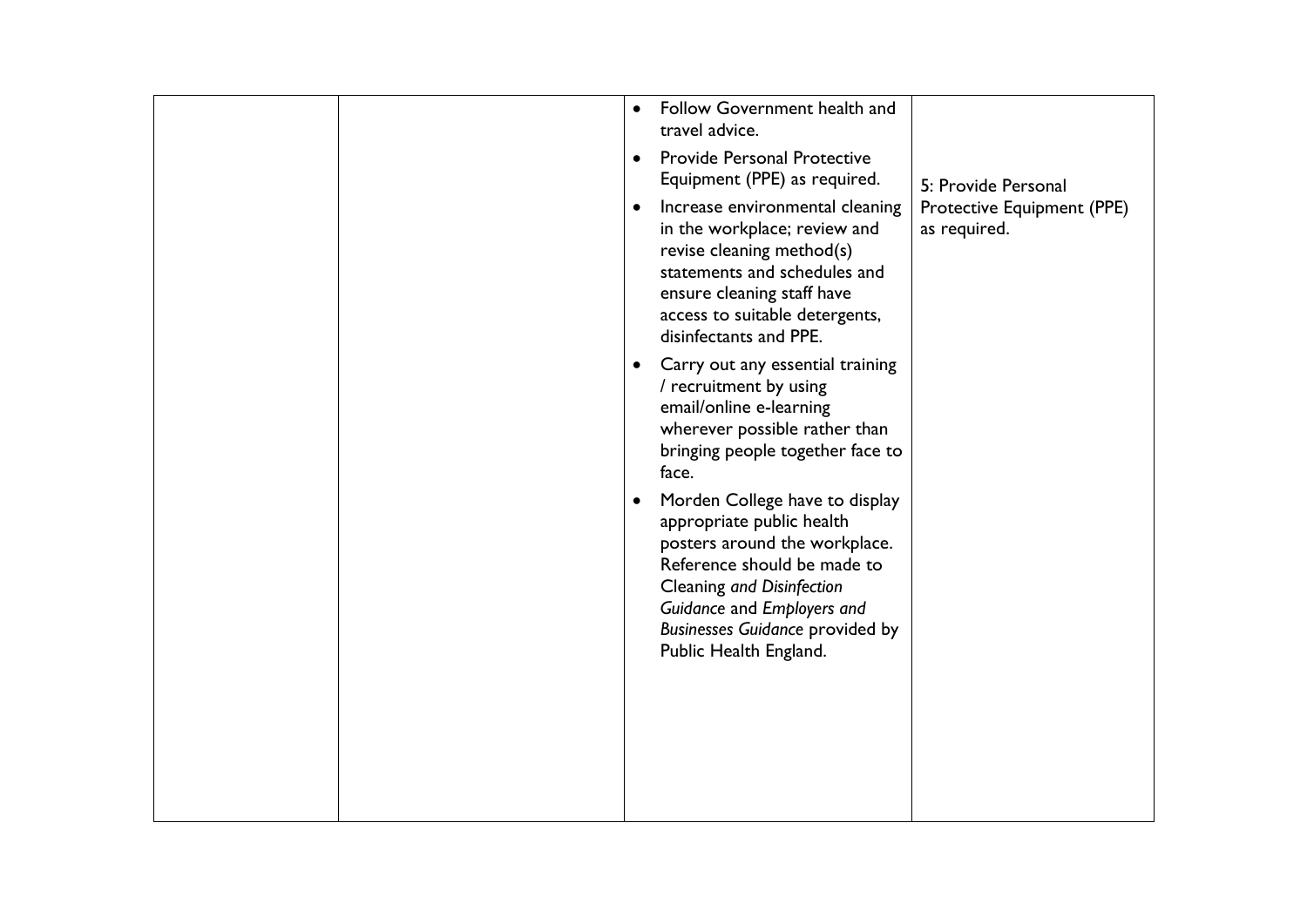| | | | |
|---|---|---|---|
| | | • Follow Government health and travel advice.<br>• Provide Personal Protective Equipment (PPE) as required.<br>• Increase environmental cleaning in the workplace; review and revise cleaning method(s) statements and schedules and ensure cleaning staff have access to suitable detergents, disinfectants and PPE.<br>• Carry out any essential training / recruitment by using email/online e-learning wherever possible rather than bringing people together face to face.<br>• Morden College have to display appropriate public health posters around the workplace. Reference should be made to Cleaning *and Disinfection Guidance* and *Employers and Businesses Guidance* provided by Public Health England. | 5: Provide Personal Protective Equipment (PPE) as required. |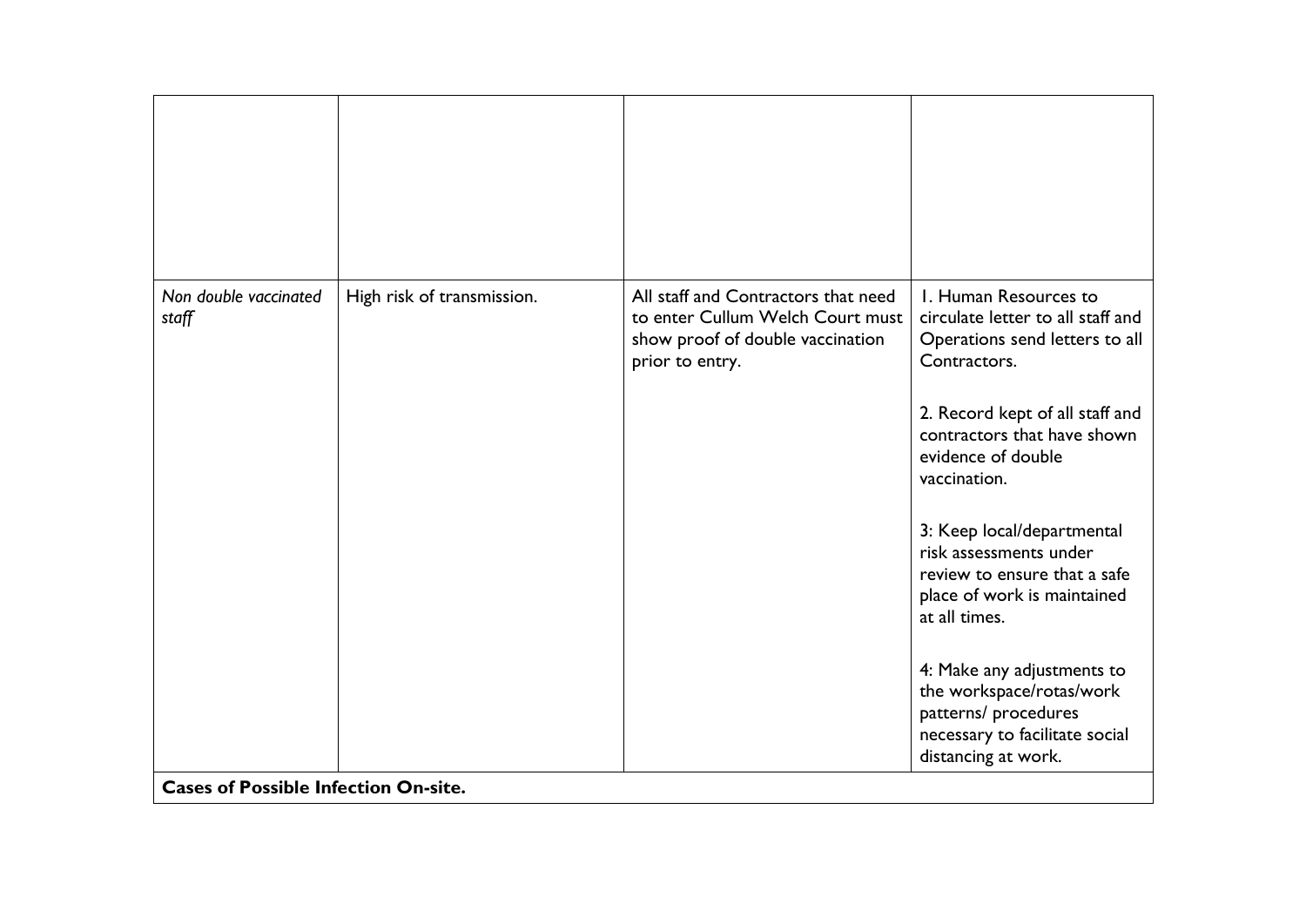| | | | |
|---|---|---|---|
| | | | |
| *Non double vaccinated staff* | High risk of transmission. | All staff and Contractors that need to enter Cullum Welch Court must show proof of double vaccination prior to entry. | 1. Human Resources to circulate letter to all staff and Operations send letters to all Contractors.<br><br>2. Record kept of all staff and contractors that have shown evidence of double vaccination.<br><br>3: Keep local/departmental risk assessments under review to ensure that a safe place of work is maintained at all times.<br><br>4: Make any adjustments to the workspace/rotas/work patterns/ procedures necessary to facilitate social distancing at work. |
| **Cases of Possible Infection On-site.** | | | |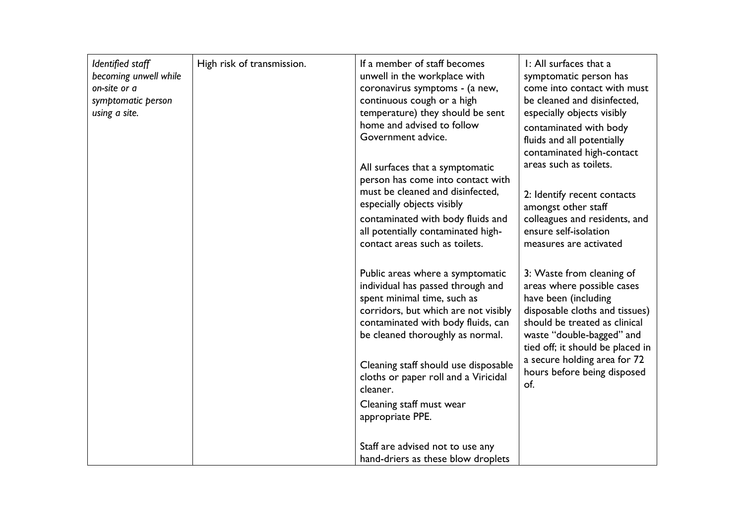| *Identified staff becoming unwell while on-site or a symptomatic person using a site.* | High risk of transmission. | If a member of staff becomes unwell in the workplace with coronavirus symptoms - (a new, continuous cough or a high temperature) they should be sent home and advised to follow Government advice.<br><br>All surfaces that a symptomatic person has come into contact with must be cleaned and disinfected, especially objects visibly contaminated with body fluids and all potentially contaminated high-contact areas such as toilets.<br><br>Public areas where a symptomatic individual has passed through and spent minimal time, such as corridors, but which are not visibly contaminated with body fluids, can be cleaned thoroughly as normal.<br><br>Cleaning staff should use disposable cloths or paper roll and a Viricidal cleaner.<br>Cleaning staff must wear appropriate PPE.<br><br>Staff are advised not to use any hand-driers as these blow droplets | 1: All surfaces that a symptomatic person has come into contact with must be cleaned and disinfected, especially objects visibly contaminated with body fluids and all potentially contaminated high-contact areas such as toilets.<br><br>2: Identify recent contacts amongst other staff colleagues and residents, and ensure self-isolation measures are activated<br><br>3: Waste from cleaning of areas where possible cases have been (including disposable cloths and tissues) should be treated as clinical waste "double-bagged" and tied off; it should be placed in a secure holding area for 72 hours before being disposed of. |
|---|---|---|---|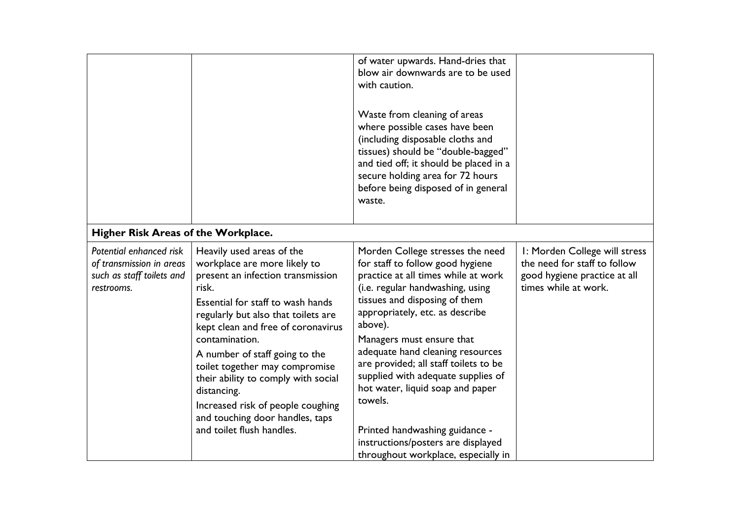| | | | |
|---|---|---|---|
| | | of water upwards. Hand-dries that blow air downwards are to be used with caution.<br><br>Waste from cleaning of areas where possible cases have been (including disposable cloths and tissues) should be "double-bagged" and tied off; it should be placed in a secure holding area for 72 hours before being disposed of in general waste. | |
| **Higher Risk Areas of the Workplace.** | | | |
| *Potential enhanced risk of transmission in areas such as staff toilets and restrooms.* | Heavily used areas of the workplace are more likely to present an infection transmission risk.<br>Essential for staff to wash hands regularly but also that toilets are kept clean and free of coronavirus contamination.<br>A number of staff going to the toilet together may compromise their ability to comply with social distancing.<br>Increased risk of people coughing and touching door handles, taps and toilet flush handles. | Morden College stresses the need for staff to follow good hygiene practice at all times while at work (i.e. regular handwashing, using tissues and disposing of them appropriately, etc. as describe above).<br>Managers must ensure that adequate hand cleaning resources are provided; all staff toilets to be supplied with adequate supplies of hot water, liquid soap and paper towels.<br><br>Printed handwashing guidance - instructions/posters are displayed throughout workplace, especially in | I: Morden College will stress the need for staff to follow good hygiene practice at all times while at work. |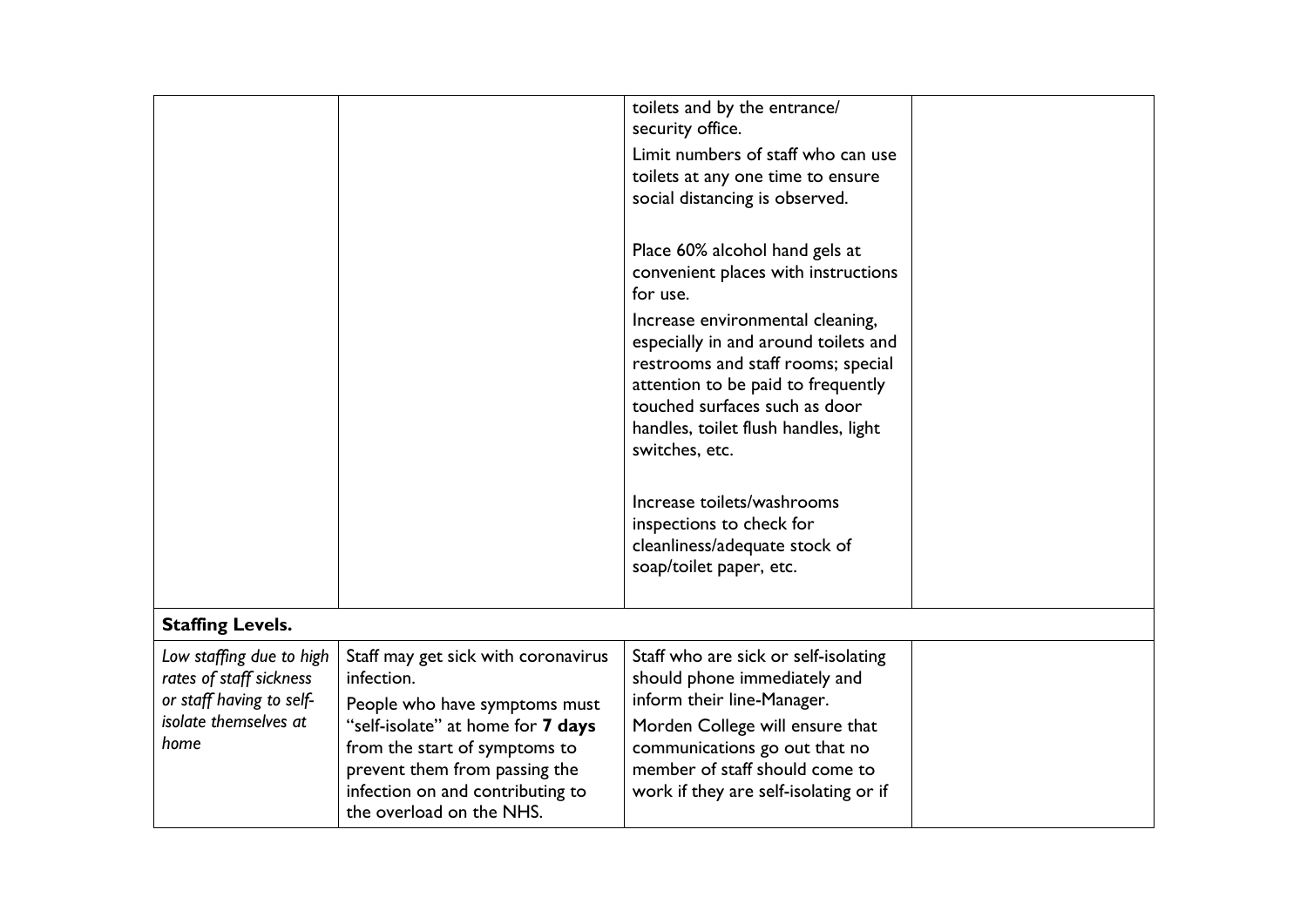| | | | |
|---|---|---|---|
| | | toilets and by the entrance/ security office.<br>Limit numbers of staff who can use toilets at any one time to ensure social distancing is observed.<br><br>Place 60% alcohol hand gels at convenient places with instructions for use.<br>Increase environmental cleaning, especially in and around toilets and restrooms and staff rooms; special attention to be paid to frequently touched surfaces such as door handles, toilet flush handles, light switches, etc.<br><br>Increase toilets/washrooms inspections to check for cleanliness/adequate stock of soap/toilet paper, etc. | |
| **Staffing Levels.** | | | |
| *Low staffing due to high rates of staff sickness or staff having to self-isolate themselves at home* | Staff may get sick with coronavirus infection.<br>People who have symptoms must "self-isolate" at home for **7 days** from the start of symptoms to prevent them from passing the infection on and contributing to the overload on the NHS. | Staff who are sick or self-isolating should phone immediately and inform their line-Manager.<br>Morden College will ensure that communications go out that no member of staff should come to work if they are self-isolating or if | |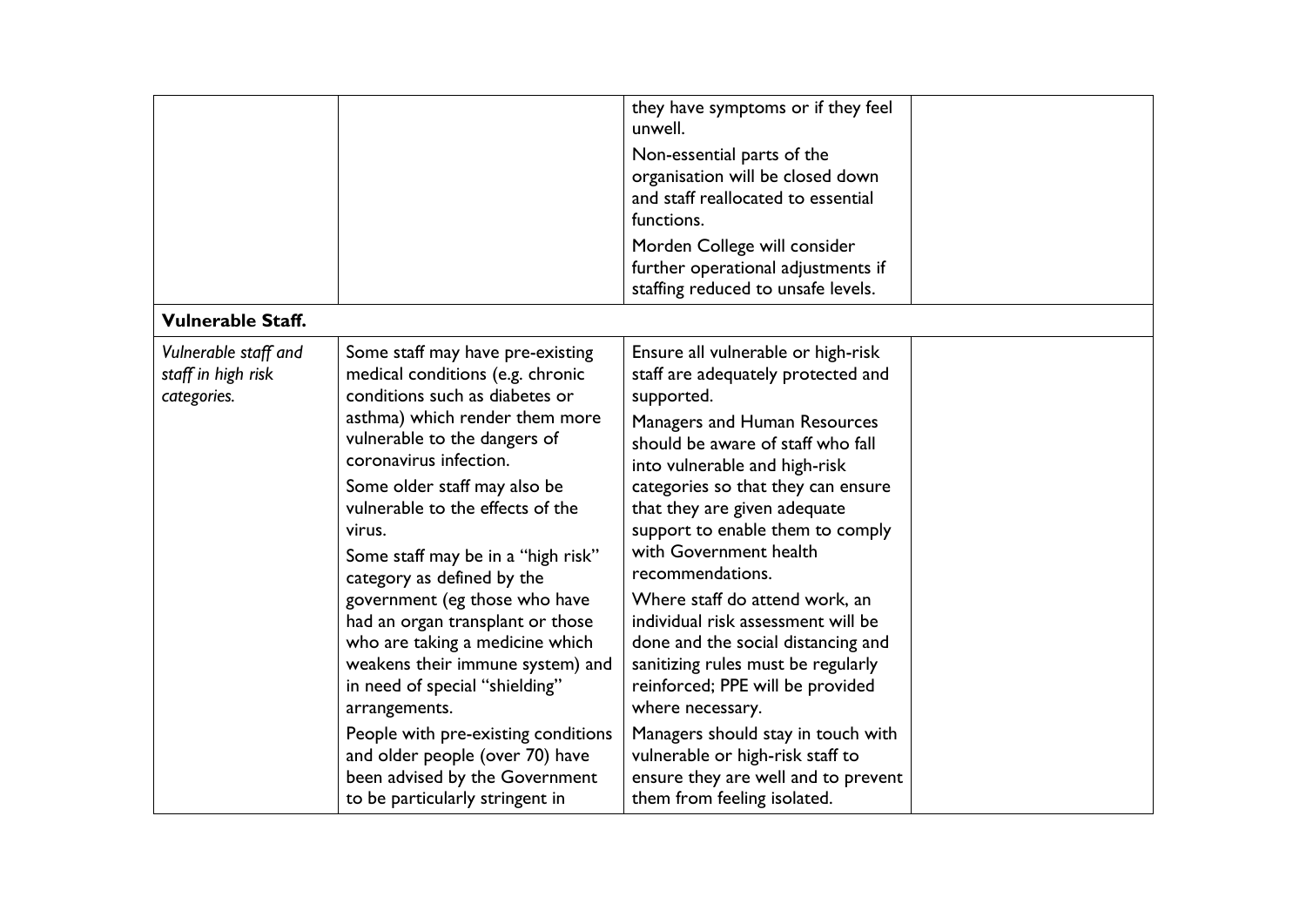| | | | |
|---|---|---|---|
| | | they have symptoms or if they feel unwell.<br><br>Non-essential parts of the organisation will be closed down and staff reallocated to essential functions.<br><br>Morden College will consider further operational adjustments if staffing reduced to unsafe levels. | |
| **Vulnerable Staff.** | | | |
| *Vulnerable staff and staff in high risk categories.* | Some staff may have pre-existing medical conditions (e.g. chronic conditions such as diabetes or asthma) which render them more vulnerable to the dangers of coronavirus infection.<br><br>Some older staff may also be vulnerable to the effects of the virus.<br><br>Some staff may be in a "high risk" category as defined by the government (eg those who have had an organ transplant or those who are taking a medicine which weakens their immune system) and in need of special "shielding" arrangements.<br><br>People with pre-existing conditions and older people (over 70) have been advised by the Government to be particularly stringent in | Ensure all vulnerable or high-risk staff are adequately protected and supported.<br><br>Managers and Human Resources should be aware of staff who fall into vulnerable and high-risk categories so that they can ensure that they are given adequate support to enable them to comply with Government health recommendations.<br><br>Where staff do attend work, an individual risk assessment will be done and the social distancing and sanitizing rules must be regularly reinforced; PPE will be provided where necessary.<br><br>Managers should stay in touch with vulnerable or high-risk staff to ensure they are well and to prevent them from feeling isolated. | |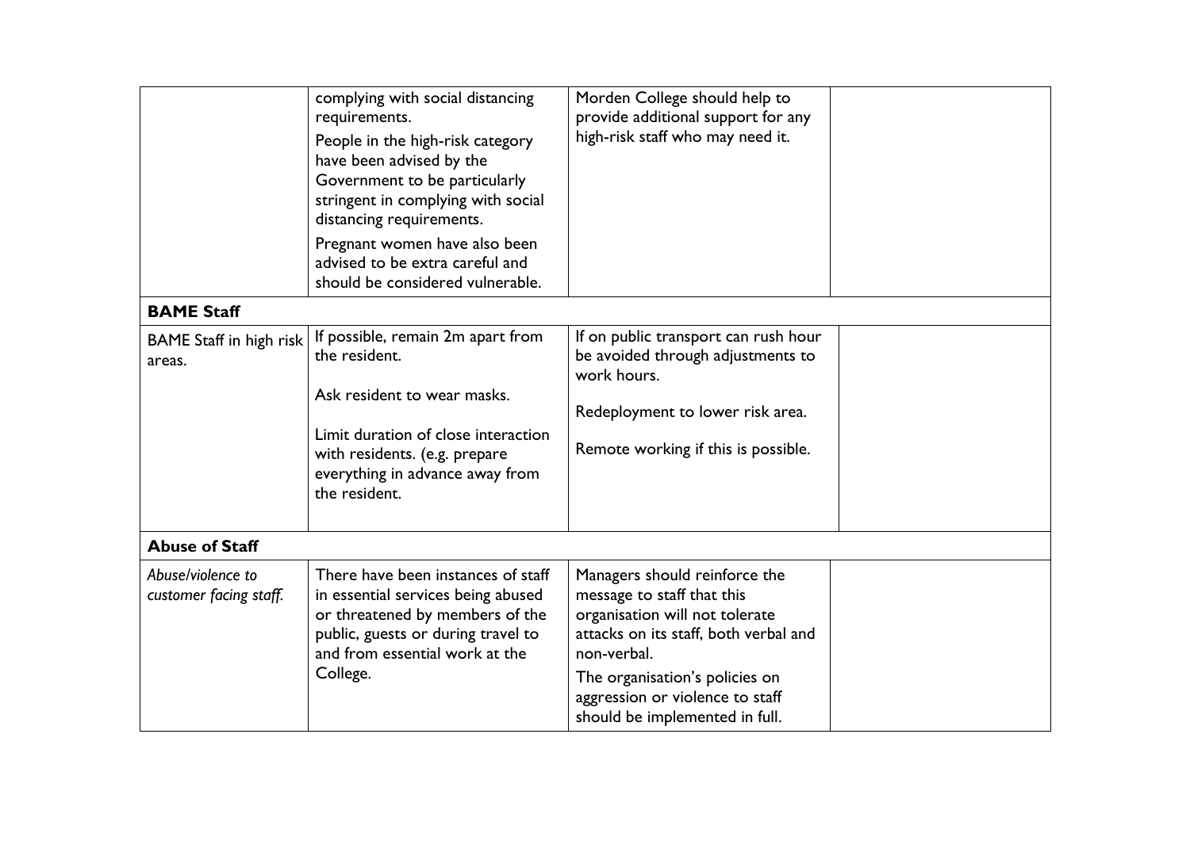| | | | |
|---|---|---|---|
| | complying with social distancing requirements.<br>People in the high-risk category have been advised by the Government to be particularly stringent in complying with social distancing requirements.<br>Pregnant women have also been advised to be extra careful and should be considered vulnerable. | Morden College should help to provide additional support for any high-risk staff who may need it. | |
| **BAME Staff** | | | |
| BAME Staff in high risk areas. | If possible, remain 2m apart from the resident.<br>Ask resident to wear masks.<br>Limit duration of close interaction with residents. (e.g. prepare everything in advance away from the resident. | If on public transport can rush hour be avoided through adjustments to work hours.<br>Redeployment to lower risk area.<br>Remote working if this is possible. | |
| **Abuse of Staff** | | | |
| *Abuse/violence to customer facing staff.* | There have been instances of staff in essential services being abused or threatened by members of the public, guests or during travel to and from essential work at the College. | Managers should reinforce the message to staff that this organisation will not tolerate attacks on its staff, both verbal and non-verbal.<br>The organisation's policies on aggression or violence to staff should be implemented in full. | |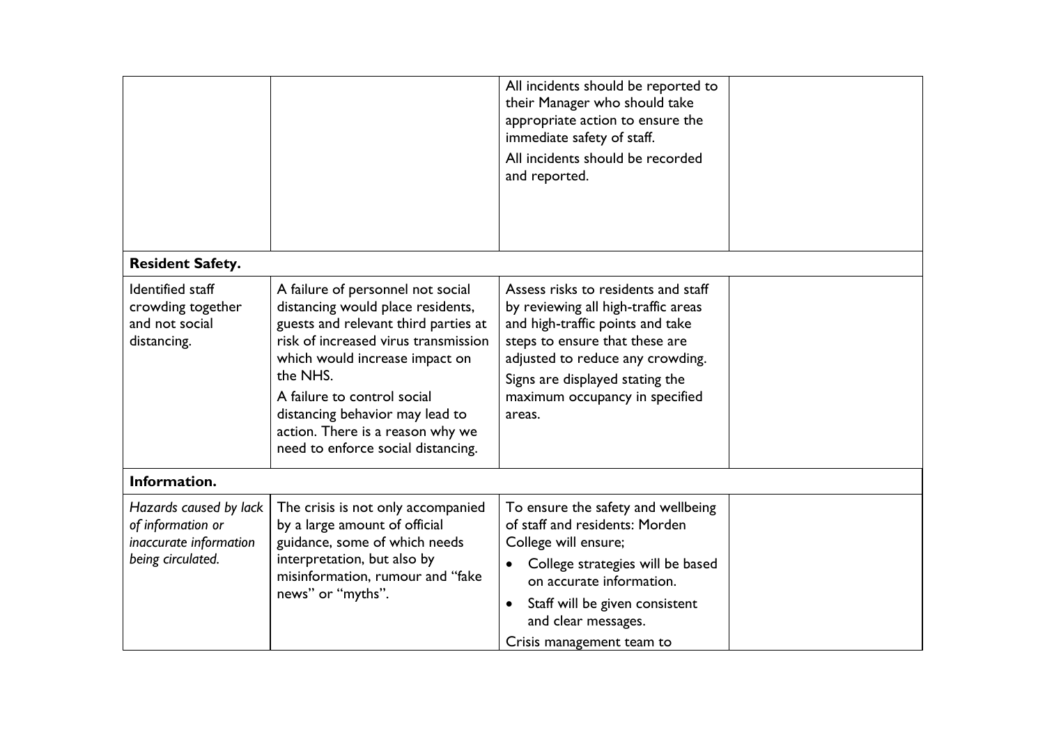| | | | |
|---|---|---|---|
| | | All incidents should be reported to their Manager who should take appropriate action to ensure the immediate safety of staff.<br>All incidents should be recorded and reported. | |
| **Resident Safety.** | | | |
| Identified staff crowding together and not social distancing. | A failure of personnel not social distancing would place residents, guests and relevant third parties at risk of increased virus transmission which would increase impact on the NHS.<br>A failure to control social distancing behavior may lead to action. There is a reason why we need to enforce social distancing. | Assess risks to residents and staff by reviewing all high-traffic areas and high-traffic points and take steps to ensure that these are adjusted to reduce any crowding.<br>Signs are displayed stating the maximum occupancy in specified areas. | |
| **Information.** | | | |
| *Hazards caused by lack of information or inaccurate information being circulated.* | The crisis is not only accompanied by a large amount of official guidance, some of which needs interpretation, but also by misinformation, rumour and "fake news" or "myths". | To ensure the safety and wellbeing of staff and residents: Morden College will ensure;<br>• College strategies will be based on accurate information.<br>• Staff will be given consistent and clear messages.<br>Crisis management team to | |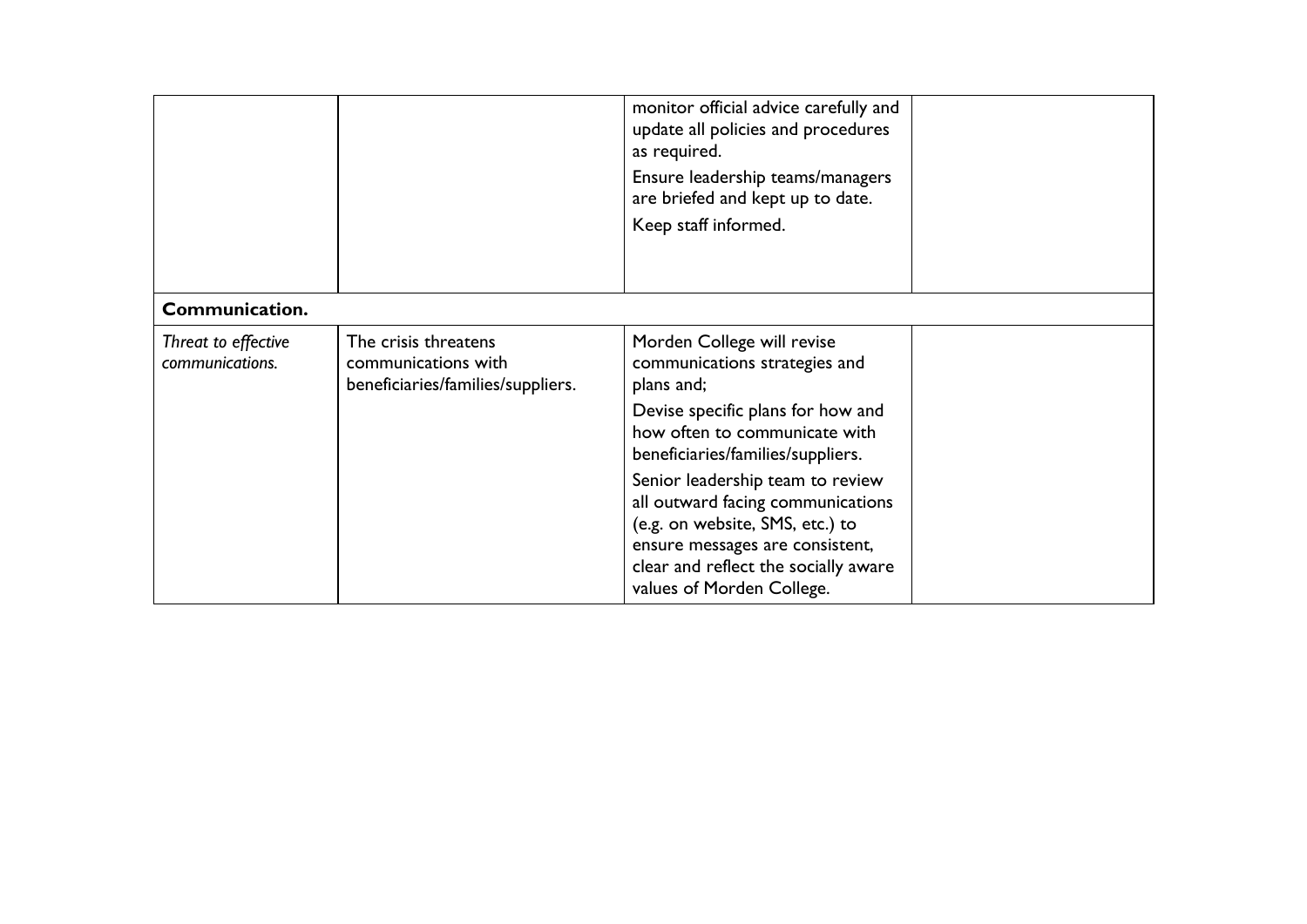| | | | |
|---|---|---|---|
| | | monitor official advice carefully and update all policies and procedures as required.<br>Ensure leadership teams/managers are briefed and kept up to date.<br>Keep staff informed. | |
| **Communication.** | | | |
| *Threat to effective communications.* | The crisis threatens communications with beneficiaries/families/suppliers. | Morden College will revise communications strategies and plans and;<br>Devise specific plans for how and how often to communicate with beneficiaries/families/suppliers.<br>Senior leadership team to review all outward facing communications (e.g. on website, SMS, etc.) to ensure messages are consistent, clear and reflect the socially aware values of Morden College. | |